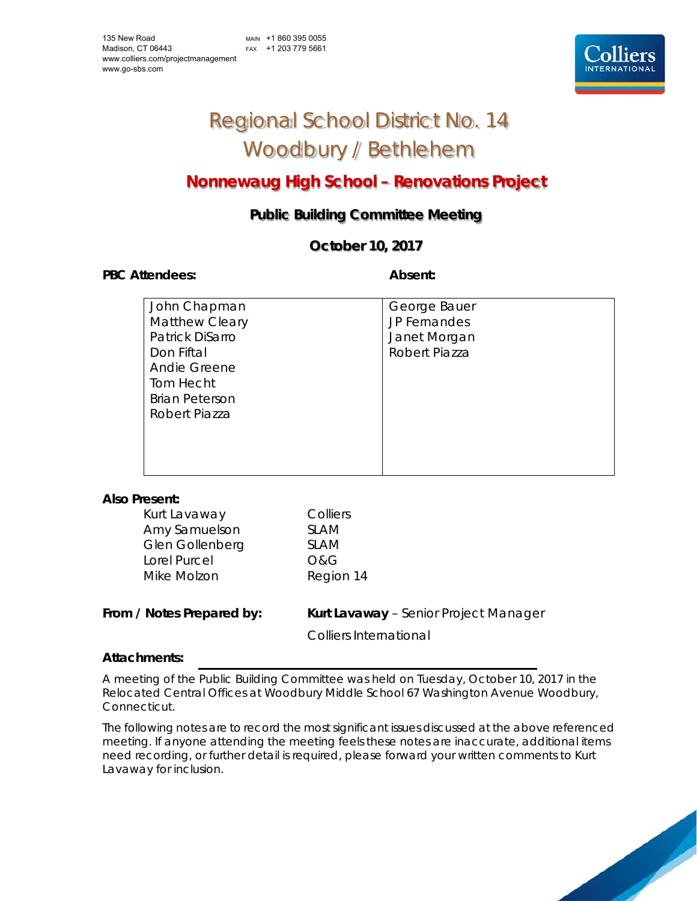135 New Road
Madison, CT 06443
www.colliers.com/projectmanagement
www.go-sbs.com

MAIN +1 860 395 0055
FAX +1 203 779 5661

# Regional School District No. 14
# Woodbury / Bethlehem

## Nonnewaug High School – Renovations Project

### Public Building Committee Meeting

### October 10, 2017

| PBC Attendees: | Absent: |
|---|---|
| John Chapman | George Bauer |
| Matthew Cleary | JP Fernandes |
| Patrick DiSarro | Janet Morgan |
| Don Fiftal | Robert Piazza |
| Andie Greene | |
| Tom Hecht | |
| Brian Peterson | |
| Robert Piazza | |

**Also Present:**

| | |
|---|---|
| Kurt Lavaway | Colliers |
| Amy Samuelson | SLAM |
| Glen Gollenberg | SLAM |
| Lorel Purcel | O&G |
| Mike Molzon | Region 14 |

**From / Notes Prepared by:** **Kurt Lavaway** – Senior Project Manager
Colliers International

**Attachments:**

A meeting of the Public Building Committee was held on Tuesday, October 10, 2017 in the Relocated Central Offices at Woodbury Middle School 67 Washington Avenue Woodbury, Connecticut.

The following notes are to record the most significant issues discussed at the above referenced meeting. If anyone attending the meeting feels these notes are inaccurate, additional items need recording, or further detail is required, please forward your written comments to Kurt Lavaway for inclusion.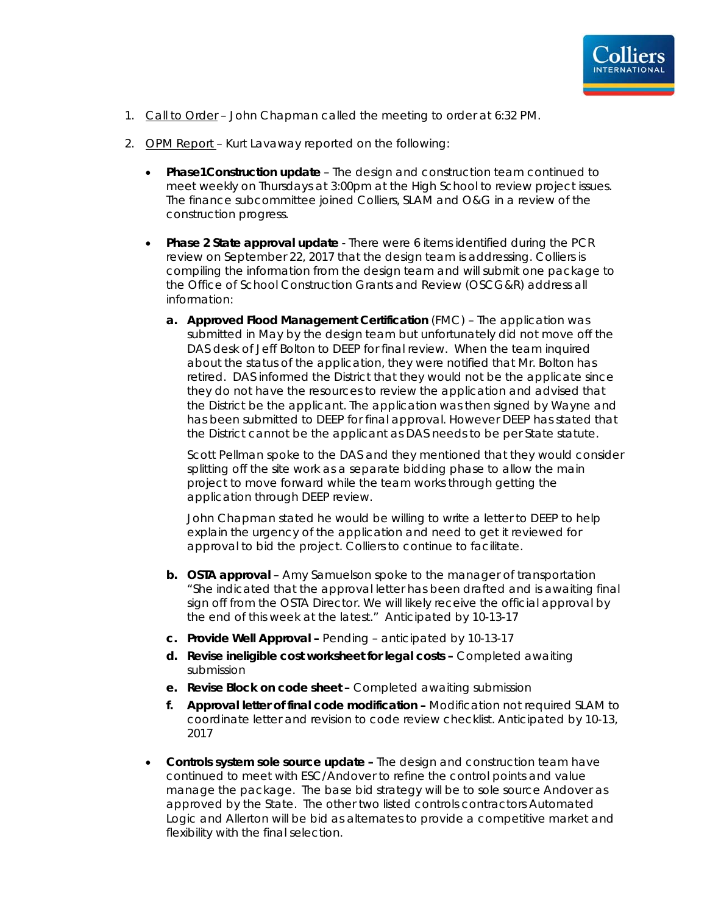1. <u>Call to Order</u> – John Chapman called the meeting to order at 6:32 PM.

2. <u>OPM Report</u> – Kurt Lavaway reported on the following:

   - **Phase1Construction update** – The design and construction team continued to meet weekly on Thursdays at 3:00pm at the High School to review project issues. The finance subcommittee joined Colliers, SLAM and O&G in a review of the construction progress.

   - **Phase 2 State approval update** - There were 6 items identified during the PCR review on September 22, 2017 that the design team is addressing. Colliers is compiling the information from the design team and will submit one package to the Office of School Construction Grants and Review (OSCG&R) address all information:

     a. **Approved Flood Management Certification** (FMC) – The application was submitted in May by the design team but unfortunately did not move off the DAS desk of Jeff Bolton to DEEP for final review. When the team inquired about the status of the application, they were notified that Mr. Bolton has retired. DAS informed the District that they would not be the applicate since they do not have the resources to review the application and advised that the District be the applicant. The application was then signed by Wayne and has been submitted to DEEP for final approval. However DEEP has stated that the District cannot be the applicant as DAS needs to be per State statute.

        Scott Pellman spoke to the DAS and they mentioned that they would consider splitting off the site work as a separate bidding phase to allow the main project to move forward while the team works through getting the application through DEEP review.

        John Chapman stated he would be willing to write a letter to DEEP to help explain the urgency of the application and need to get it reviewed for approval to bid the project. Colliers to continue to facilitate.

     b. **OSTA approval** – Amy Samuelson spoke to the manager of transportation "She indicated that the approval letter has been drafted and is awaiting final sign off from the OSTA Director. We will likely receive the official approval by the end of this week at the latest." Anticipated by 10-13-17

     c. **Provide Well Approval –** Pending – anticipated by 10-13-17

     d. **Revise ineligible cost worksheet for legal costs –** Completed awaiting submission

     e. **Revise Block on code sheet –** Completed awaiting submission

     f. **Approval letter of final code modification –** Modification not required SLAM to coordinate letter and revision to code review checklist. Anticipated by 10-13, 2017

   - **Controls system sole source update –** The design and construction team have continued to meet with ESC/Andover to refine the control points and value manage the package. The base bid strategy will be to sole source Andover as approved by the State. The other two listed controls contractors Automated Logic and Allerton will be bid as alternates to provide a competitive market and flexibility with the final selection.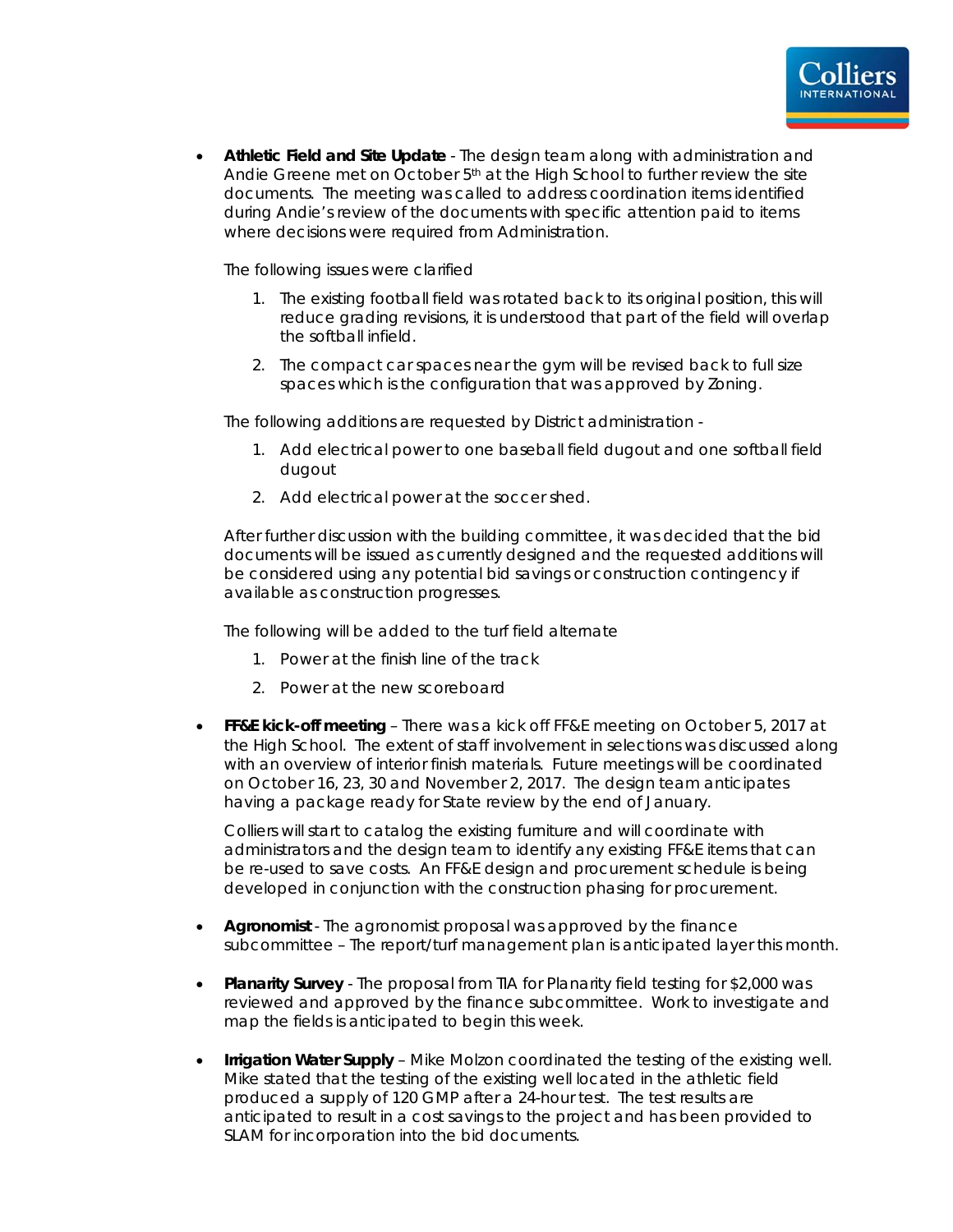- **Athletic Field and Site Update** - The design team along with administration and Andie Greene met on October 5th at the High School to further review the site documents. The meeting was called to address coordination items identified during Andie's review of the documents with specific attention paid to items where decisions were required from Administration.

  The following issues were clarified

  1. The existing football field was rotated back to its original position, this will reduce grading revisions, it is understood that part of the field will overlap the softball infield.
  2. The compact car spaces near the gym will be revised back to full size spaces which is the configuration that was approved by Zoning.

  The following additions are requested by District administration -

  1. Add electrical power to one baseball field dugout and one softball field dugout
  2. Add electrical power at the soccer shed.

  After further discussion with the building committee, it was decided that the bid documents will be issued as currently designed and the requested additions will be considered using any potential bid savings or construction contingency if available as construction progresses.

  The following will be added to the turf field alternate

  1. Power at the finish line of the track
  2. Power at the new scoreboard

- **FF&E kick-off meeting** – There was a kick off FF&E meeting on October 5, 2017 at the High School. The extent of staff involvement in selections was discussed along with an overview of interior finish materials. Future meetings will be coordinated on October 16, 23, 30 and November 2, 2017. The design team anticipates having a package ready for State review by the end of January.

  Colliers will start to catalog the existing furniture and will coordinate with administrators and the design team to identify any existing FF&E items that can be re-used to save costs. An FF&E design and procurement schedule is being developed in conjunction with the construction phasing for procurement.

- **Agronomist** - The agronomist proposal was approved by the finance subcommittee – The report/turf management plan is anticipated layer this month.

- **Planarity Survey** - The proposal from TIA for Planarity field testing for $2,000 was reviewed and approved by the finance subcommittee. Work to investigate and map the fields is anticipated to begin this week.

- **Irrigation Water Supply** – Mike Molzon coordinated the testing of the existing well. Mike stated that the testing of the existing well located in the athletic field produced a supply of 120 GMP after a 24-hour test. The test results are anticipated to result in a cost savings to the project and has been provided to SLAM for incorporation into the bid documents.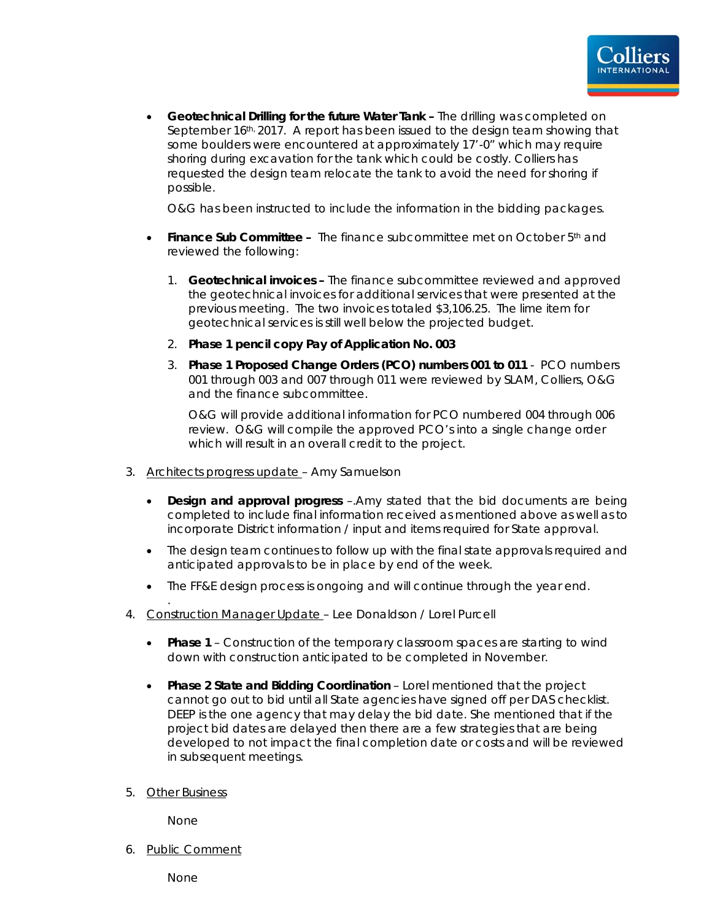- **Geotechnical Drilling for the future Water Tank –** The drilling was completed on September 16th, 2017. A report has been issued to the design team showing that some boulders were encountered at approximately 17'-0" which may require shoring during excavation for the tank which could be costly. Colliers has requested the design team relocate the tank to avoid the need for shoring if possible.

  O&G has been instructed to include the information in the bidding packages.

- **Finance Sub Committee –** The finance subcommittee met on October 5th and reviewed the following:

  1. **Geotechnical invoices –** The finance subcommittee reviewed and approved the geotechnical invoices for additional services that were presented at the previous meeting. The two invoices totaled $3,106.25. The lime item for geotechnical services is still well below the projected budget.
  2. ***Phase 1 pencil copy Pay of Application No. 003***
  3. **Phase 1 Proposed Change Orders (PCO) numbers 001 to 011** - PCO numbers 001 through 003 and 007 through 011 were reviewed by SLAM, Colliers, O&G and the finance subcommittee.

     O&G will provide additional information for PCO numbered 004 through 006 review. O&G will compile the approved PCO's into a single change order which will result in an overall credit to the project.

3. Architects progress update – Amy Samuelson

   - **Design and approval progress** –.Amy stated that the bid documents are being completed to include final information received as mentioned above as well as to incorporate District information / input and items required for State approval.
   - The design team continues to follow up with the final state approvals required and anticipated approvals to be in place by end of the week.
   - The FF&E design process is ongoing and will continue through the year end.

4. Construction Manager Update – Lee Donaldson / Lorel Purcell

   - **Phase 1** – Construction of the temporary classroom spaces are starting to wind down with construction anticipated to be completed in November.
   - **Phase 2 State and Bidding Coordination** – Lorel mentioned that the project cannot go out to bid until all State agencies have signed off per DAS checklist. DEEP is the one agency that may delay the bid date. She mentioned that if the project bid dates are delayed then there are a few strategies that are being developed to not impact the final completion date or costs and will be reviewed in subsequent meetings.

5. Other Business

   None

6. Public Comment

   None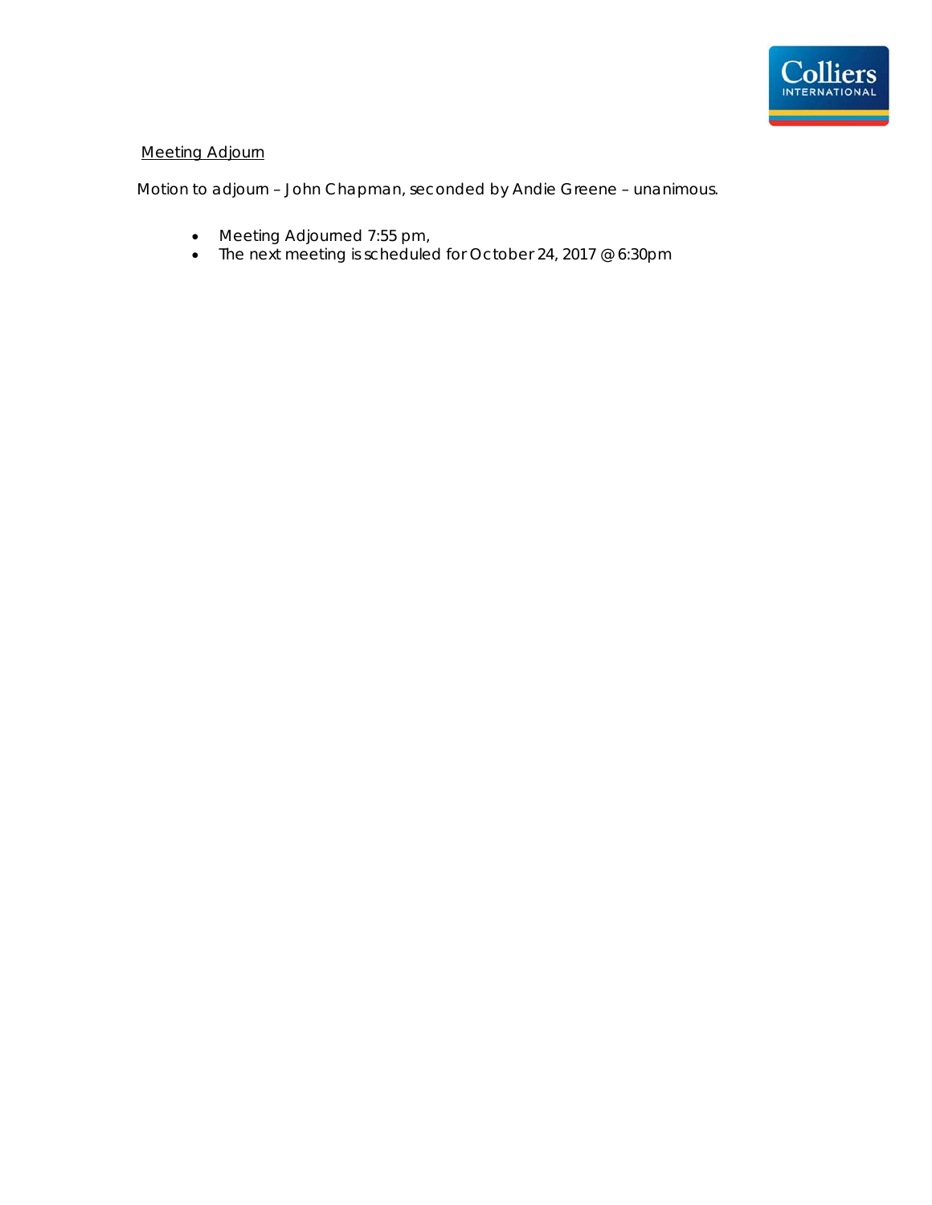<u>Meeting Adjourn</u>

Motion to adjourn – John Chapman, seconded by Andie Greene – unanimous.

- Meeting Adjourned 7:55 pm,
- The next meeting is scheduled for October 24, 2017 @ 6:30pm